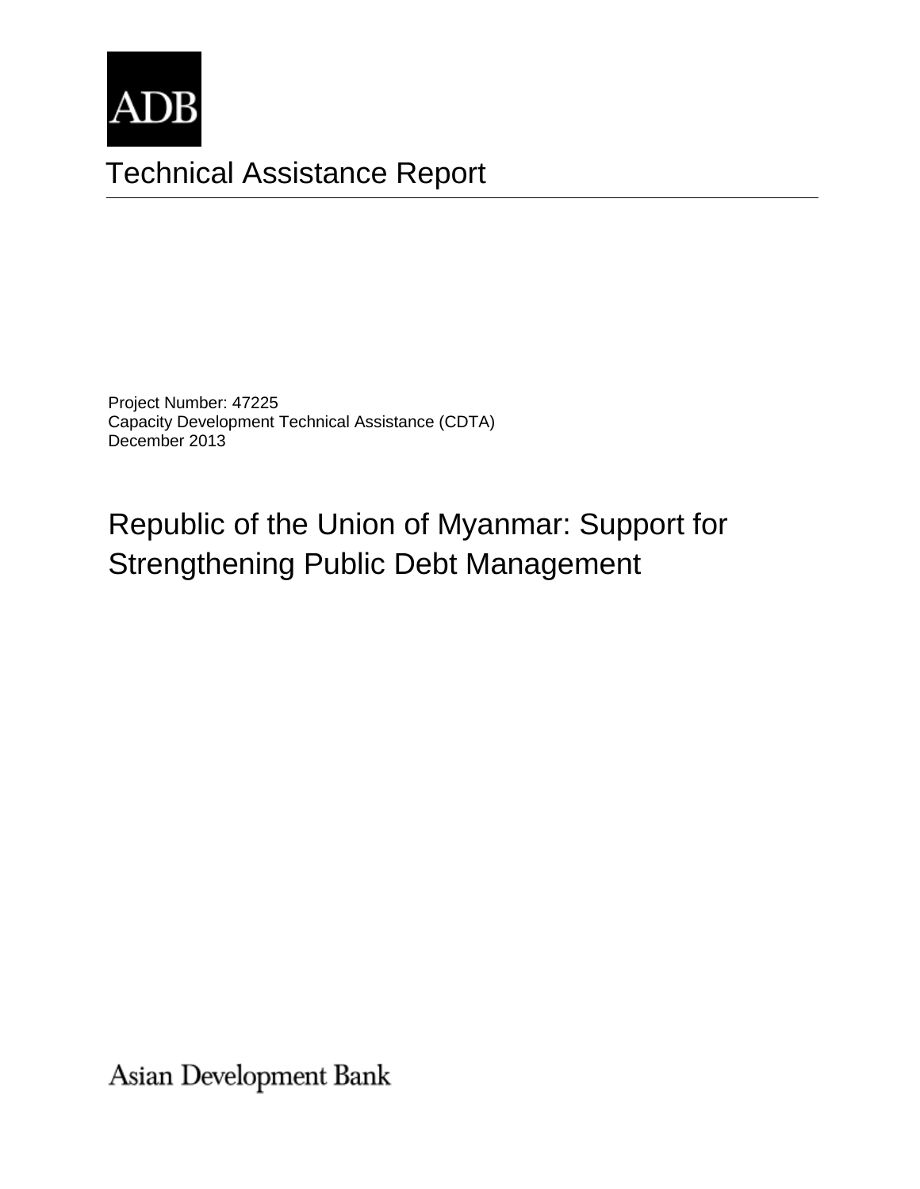ADB

# Technical Assistance Report

Project Number: 47225
Capacity Development Technical Assistance (CDTA)
December 2013

## Republic of the Union of Myanmar: Support for Strengthening Public Debt Management

Asian Development Bank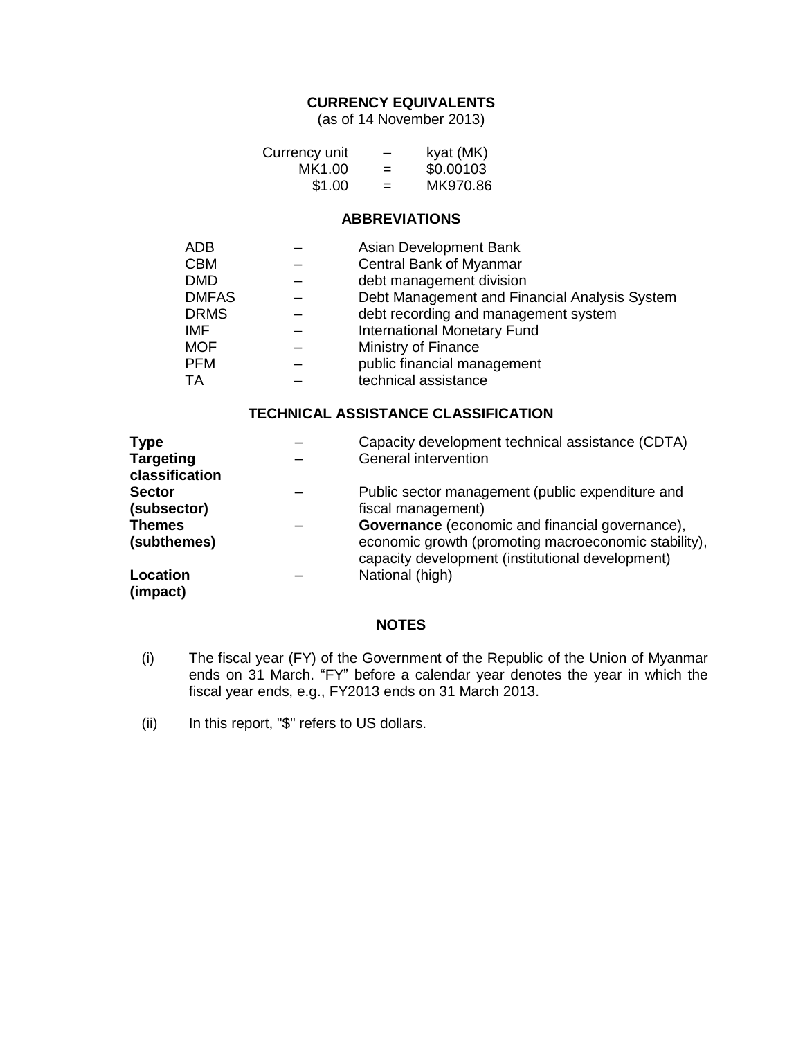## CURRENCY EQUIVALENTS

(as of 14 November 2013)

| | | |
|---|---|---|
| Currency unit | – | kyat (MK) |
| MK1.00 | = | \$0.00103 |
| \$1.00 | = | MK970.86 |

## ABBREVIATIONS

| | | |
|---|---|---|
| ADB | – | Asian Development Bank |
| CBM | – | Central Bank of Myanmar |
| DMD | – | debt management division |
| DMFAS | – | Debt Management and Financial Analysis System |
| DRMS | – | debt recording and management system |
| IMF | – | International Monetary Fund |
| MOF | – | Ministry of Finance |
| PFM | – | public financial management |
| TA | – | technical assistance |

## TECHNICAL ASSISTANCE CLASSIFICATION

| | | |
|---|---|---|
| **Type** | – | Capacity development technical assistance (CDTA) |
| **Targeting classification** | – | General intervention |
| **Sector (subsector)** | – | Public sector management (public expenditure and fiscal management) |
| **Themes (subthemes)** | – | **Governance** (economic and financial governance), economic growth (promoting macroeconomic stability), capacity development (institutional development) |
| **Location (impact)** | – | National (high) |

## NOTES

(i) The fiscal year (FY) of the Government of the Republic of the Union of Myanmar ends on 31 March. "FY" before a calendar year denotes the year in which the fiscal year ends, e.g., FY2013 ends on 31 March 2013.

(ii) In this report, "\$" refers to US dollars.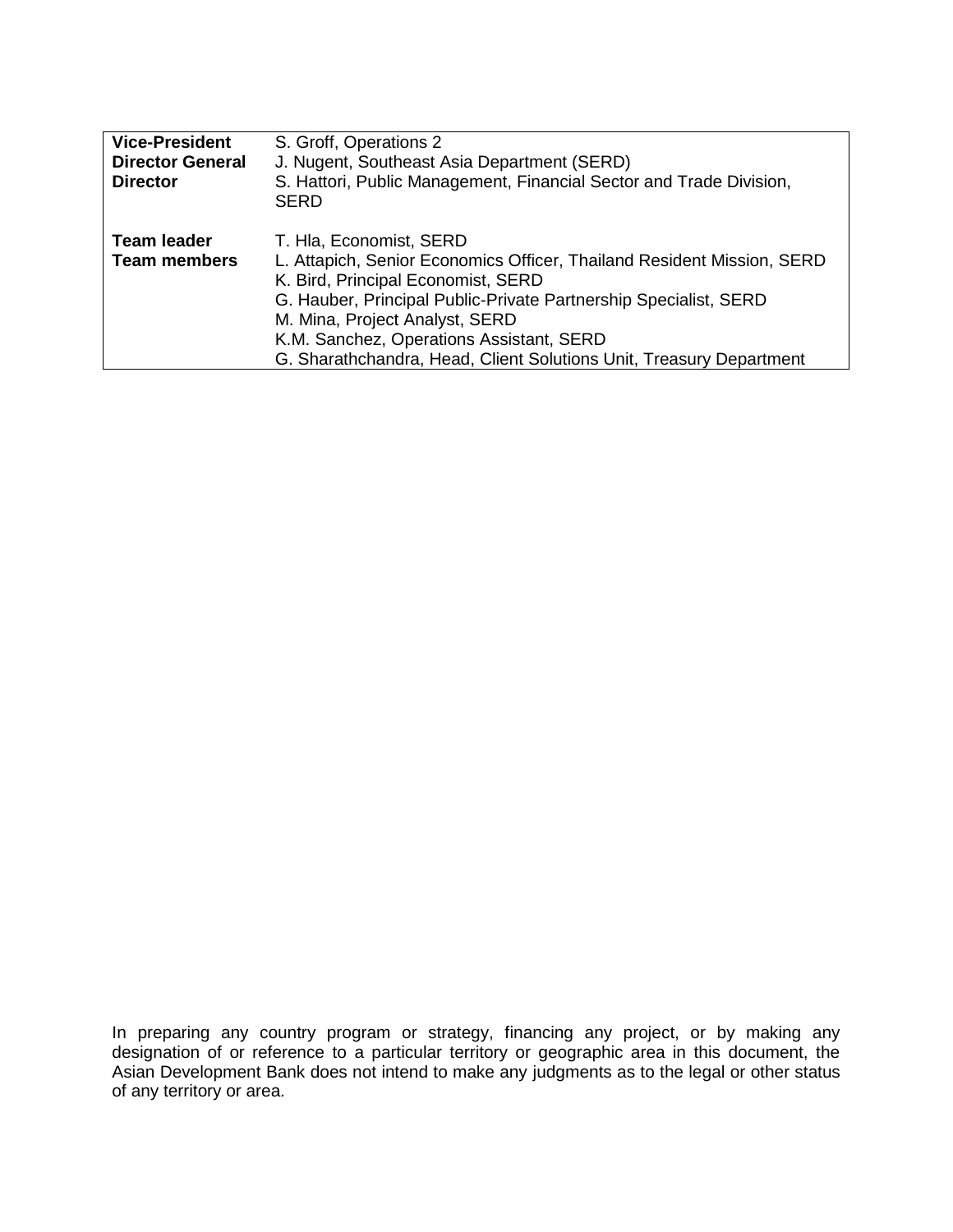| | |
|---|---|
| **Vice-President** | S. Groff, Operations 2 |
| **Director General** | J. Nugent, Southeast Asia Department (SERD) |
| **Director** | S. Hattori, Public Management, Financial Sector and Trade Division, SERD |
| | |
| **Team leader** | T. Hla, Economist, SERD |
| **Team members** | L. Attapich, Senior Economics Officer, Thailand Resident Mission, SERD |
| | K. Bird, Principal Economist, SERD |
| | G. Hauber, Principal Public-Private Partnership Specialist, SERD |
| | M. Mina, Project Analyst, SERD |
| | K.M. Sanchez, Operations Assistant, SERD |
| | G. Sharathchandra, Head, Client Solutions Unit, Treasury Department |

In preparing any country program or strategy, financing any project, or by making any designation of or reference to a particular territory or geographic area in this document, the Asian Development Bank does not intend to make any judgments as to the legal or other status of any territory or area.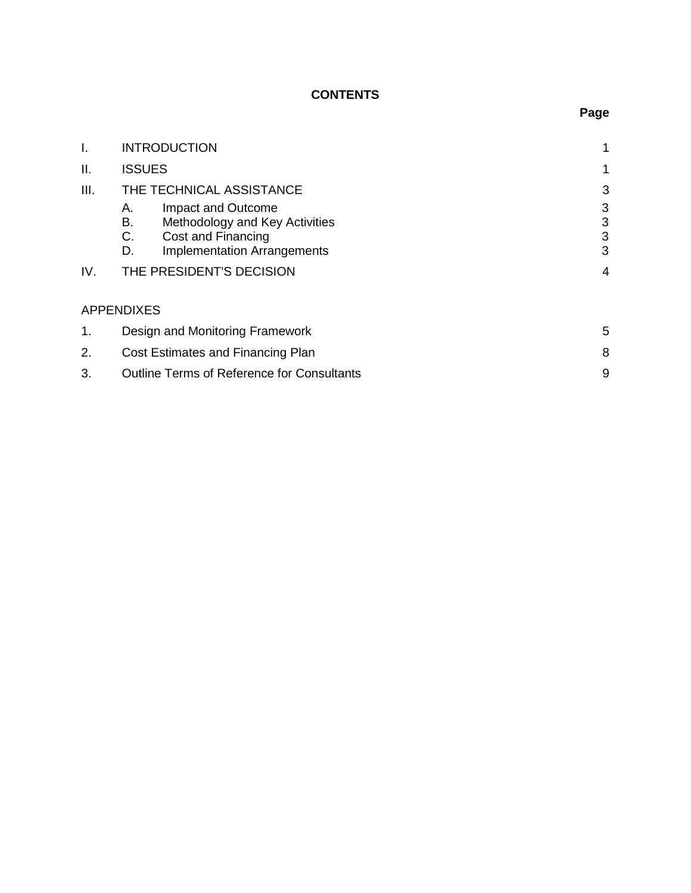# CONTENTS

| | | Page |
|---|---|---|
| I. | INTRODUCTION | 1 |
| II. | ISSUES | 1 |
| III. | THE TECHNICAL ASSISTANCE | 3 |
| | A. Impact and Outcome | 3 |
| | B. Methodology and Key Activities | 3 |
| | C. Cost and Financing | 3 |
| | D. Implementation Arrangements | 3 |
| IV. | THE PRESIDENT'S DECISION | 4 |

APPENDIXES

| | | |
|---|---|---|
| 1. | Design and Monitoring Framework | 5 |
| 2. | Cost Estimates and Financing Plan | 8 |
| 3. | Outline Terms of Reference for Consultants | 9 |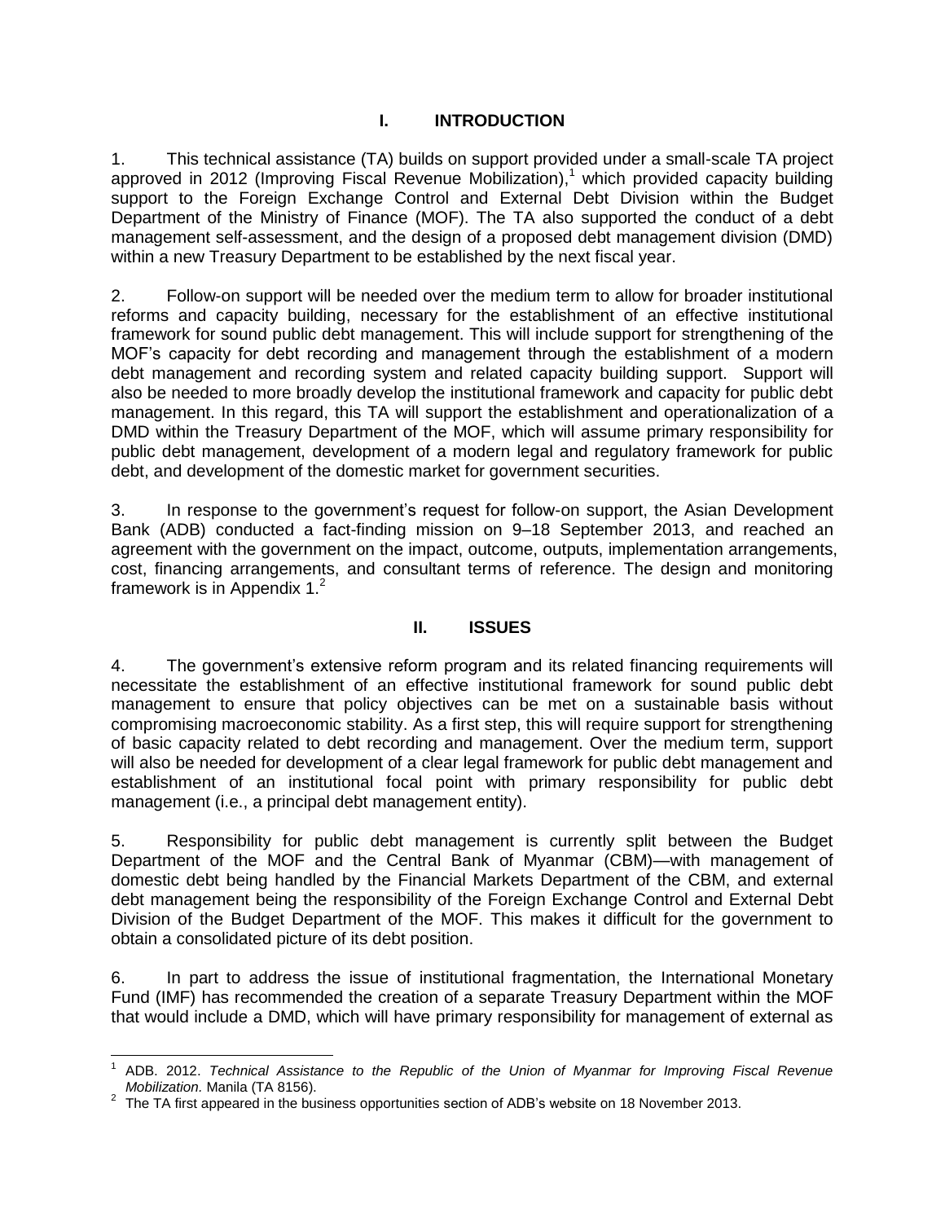## I. INTRODUCTION

1. This technical assistance (TA) builds on support provided under a small-scale TA project approved in 2012 (Improving Fiscal Revenue Mobilization),[1] which provided capacity building support to the Foreign Exchange Control and External Debt Division within the Budget Department of the Ministry of Finance (MOF). The TA also supported the conduct of a debt management self-assessment, and the design of a proposed debt management division (DMD) within a new Treasury Department to be established by the next fiscal year.

2. Follow-on support will be needed over the medium term to allow for broader institutional reforms and capacity building, necessary for the establishment of an effective institutional framework for sound public debt management. This will include support for strengthening of the MOF's capacity for debt recording and management through the establishment of a modern debt management and recording system and related capacity building support. Support will also be needed to more broadly develop the institutional framework and capacity for public debt management. In this regard, this TA will support the establishment and operationalization of a DMD within the Treasury Department of the MOF, which will assume primary responsibility for public debt management, development of a modern legal and regulatory framework for public debt, and development of the domestic market for government securities.

3. In response to the government's request for follow-on support, the Asian Development Bank (ADB) conducted a fact-finding mission on 9–18 September 2013, and reached an agreement with the government on the impact, outcome, outputs, implementation arrangements, cost, financing arrangements, and consultant terms of reference. The design and monitoring framework is in Appendix 1.[2]

## II. ISSUES

4. The government's extensive reform program and its related financing requirements will necessitate the establishment of an effective institutional framework for sound public debt management to ensure that policy objectives can be met on a sustainable basis without compromising macroeconomic stability. As a first step, this will require support for strengthening of basic capacity related to debt recording and management. Over the medium term, support will also be needed for development of a clear legal framework for public debt management and establishment of an institutional focal point with primary responsibility for public debt management (i.e., a principal debt management entity).

5. Responsibility for public debt management is currently split between the Budget Department of the MOF and the Central Bank of Myanmar (CBM)—with management of domestic debt being handled by the Financial Markets Department of the CBM, and external debt management being the responsibility of the Foreign Exchange Control and External Debt Division of the Budget Department of the MOF. This makes it difficult for the government to obtain a consolidated picture of its debt position.

6. In part to address the issue of institutional fragmentation, the International Monetary Fund (IMF) has recommended the creation of a separate Treasury Department within the MOF that would include a DMD, which will have primary responsibility for management of external as

---

[1] ADB. 2012. *Technical Assistance to the Republic of the Union of Myanmar for Improving Fiscal Revenue Mobilization.* Manila (TA 8156).

[2] The TA first appeared in the business opportunities section of ADB's website on 18 November 2013.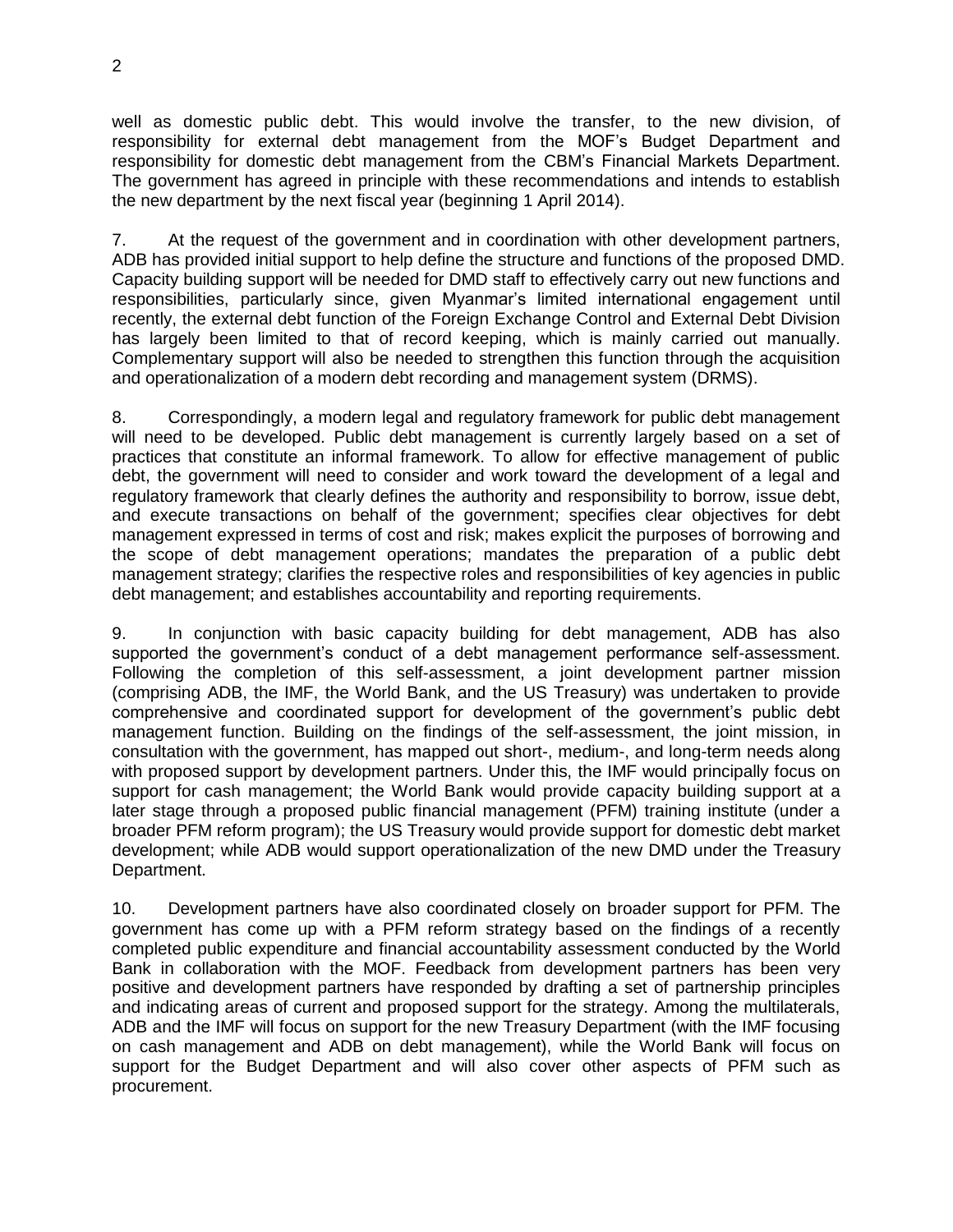well as domestic public debt. This would involve the transfer, to the new division, of responsibility for external debt management from the MOF's Budget Department and responsibility for domestic debt management from the CBM's Financial Markets Department. The government has agreed in principle with these recommendations and intends to establish the new department by the next fiscal year (beginning 1 April 2014).

7. At the request of the government and in coordination with other development partners, ADB has provided initial support to help define the structure and functions of the proposed DMD. Capacity building support will be needed for DMD staff to effectively carry out new functions and responsibilities, particularly since, given Myanmar's limited international engagement until recently, the external debt function of the Foreign Exchange Control and External Debt Division has largely been limited to that of record keeping, which is mainly carried out manually. Complementary support will also be needed to strengthen this function through the acquisition and operationalization of a modern debt recording and management system (DRMS).

8. Correspondingly, a modern legal and regulatory framework for public debt management will need to be developed. Public debt management is currently largely based on a set of practices that constitute an informal framework. To allow for effective management of public debt, the government will need to consider and work toward the development of a legal and regulatory framework that clearly defines the authority and responsibility to borrow, issue debt, and execute transactions on behalf of the government; specifies clear objectives for debt management expressed in terms of cost and risk; makes explicit the purposes of borrowing and the scope of debt management operations; mandates the preparation of a public debt management strategy; clarifies the respective roles and responsibilities of key agencies in public debt management; and establishes accountability and reporting requirements.

9. In conjunction with basic capacity building for debt management, ADB has also supported the government's conduct of a debt management performance self-assessment. Following the completion of this self-assessment, a joint development partner mission (comprising ADB, the IMF, the World Bank, and the US Treasury) was undertaken to provide comprehensive and coordinated support for development of the government's public debt management function. Building on the findings of the self-assessment, the joint mission, in consultation with the government, has mapped out short-, medium-, and long-term needs along with proposed support by development partners. Under this, the IMF would principally focus on support for cash management; the World Bank would provide capacity building support at a later stage through a proposed public financial management (PFM) training institute (under a broader PFM reform program); the US Treasury would provide support for domestic debt market development; while ADB would support operationalization of the new DMD under the Treasury Department.

10. Development partners have also coordinated closely on broader support for PFM. The government has come up with a PFM reform strategy based on the findings of a recently completed public expenditure and financial accountability assessment conducted by the World Bank in collaboration with the MOF. Feedback from development partners has been very positive and development partners have responded by drafting a set of partnership principles and indicating areas of current and proposed support for the strategy. Among the multilaterals, ADB and the IMF will focus on support for the new Treasury Department (with the IMF focusing on cash management and ADB on debt management), while the World Bank will focus on support for the Budget Department and will also cover other aspects of PFM such as procurement.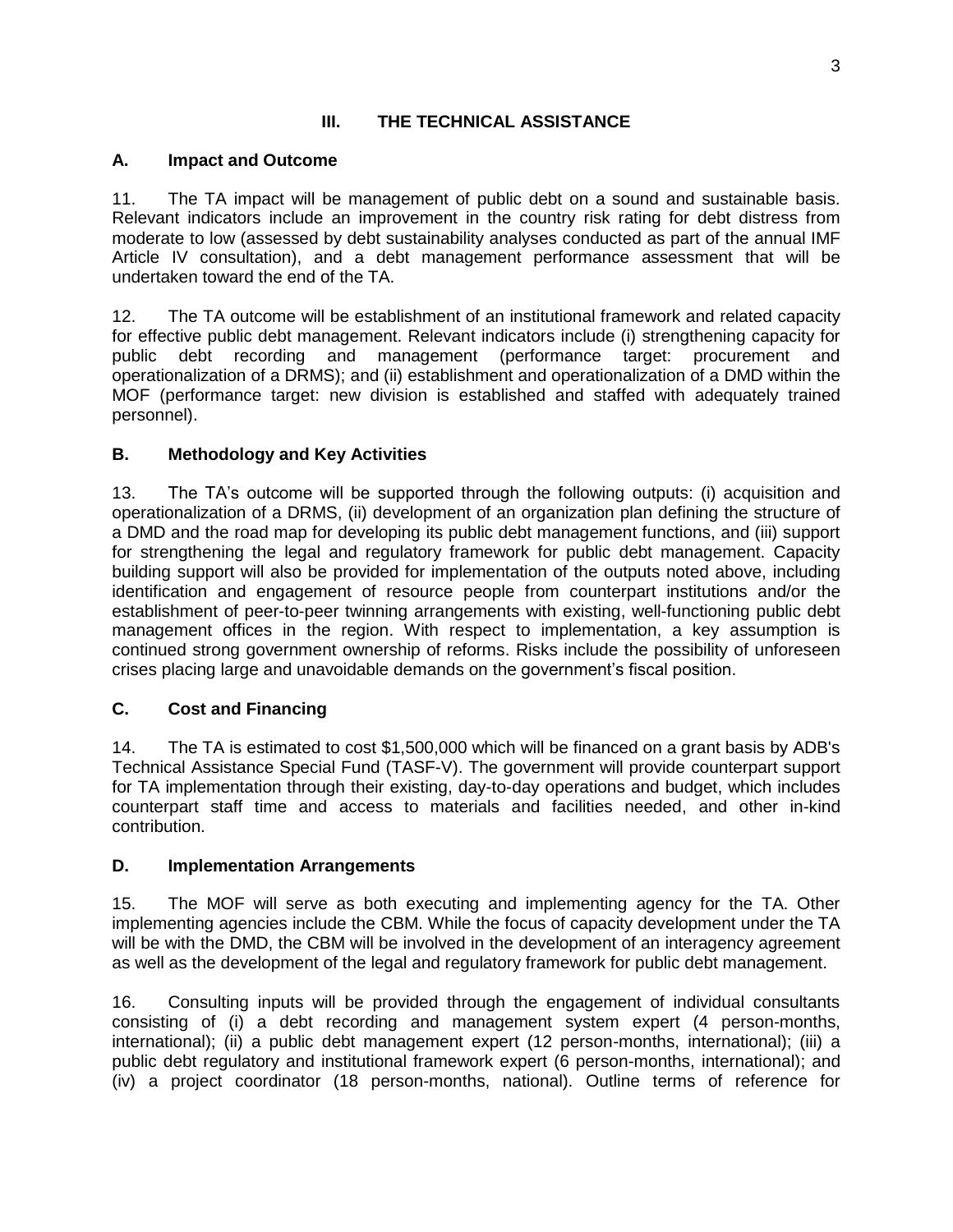## III. THE TECHNICAL ASSISTANCE

### A. Impact and Outcome

11. The TA impact will be management of public debt on a sound and sustainable basis. Relevant indicators include an improvement in the country risk rating for debt distress from moderate to low (assessed by debt sustainability analyses conducted as part of the annual IMF Article IV consultation), and a debt management performance assessment that will be undertaken toward the end of the TA.

12. The TA outcome will be establishment of an institutional framework and related capacity for effective public debt management. Relevant indicators include (i) strengthening capacity for public debt recording and management (performance target: procurement and operationalization of a DRMS); and (ii) establishment and operationalization of a DMD within the MOF (performance target: new division is established and staffed with adequately trained personnel).

### B. Methodology and Key Activities

13. The TA's outcome will be supported through the following outputs: (i) acquisition and operationalization of a DRMS, (ii) development of an organization plan defining the structure of a DMD and the road map for developing its public debt management functions, and (iii) support for strengthening the legal and regulatory framework for public debt management. Capacity building support will also be provided for implementation of the outputs noted above, including identification and engagement of resource people from counterpart institutions and/or the establishment of peer-to-peer twinning arrangements with existing, well-functioning public debt management offices in the region. With respect to implementation, a key assumption is continued strong government ownership of reforms. Risks include the possibility of unforeseen crises placing large and unavoidable demands on the government's fiscal position.

### C. Cost and Financing

14. The TA is estimated to cost $1,500,000 which will be financed on a grant basis by ADB's Technical Assistance Special Fund (TASF-V). The government will provide counterpart support for TA implementation through their existing, day-to-day operations and budget, which includes counterpart staff time and access to materials and facilities needed, and other in-kind contribution.

### D. Implementation Arrangements

15. The MOF will serve as both executing and implementing agency for the TA. Other implementing agencies include the CBM. While the focus of capacity development under the TA will be with the DMD, the CBM will be involved in the development of an interagency agreement as well as the development of the legal and regulatory framework for public debt management.

16. Consulting inputs will be provided through the engagement of individual consultants consisting of (i) a debt recording and management system expert (4 person-months, international); (ii) a public debt management expert (12 person-months, international); (iii) a public debt regulatory and institutional framework expert (6 person-months, international); and (iv) a project coordinator (18 person-months, national). Outline terms of reference for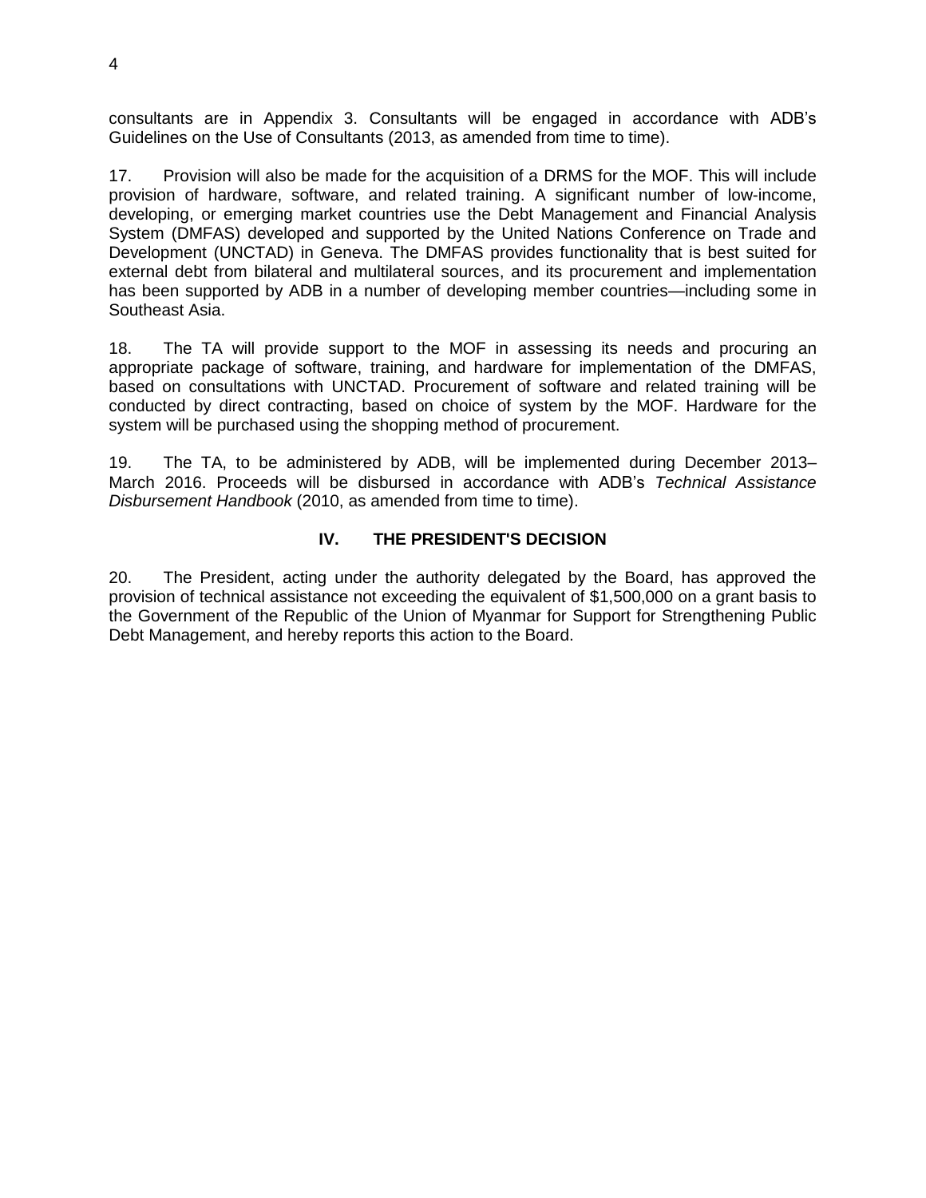consultants are in Appendix 3. Consultants will be engaged in accordance with ADB's Guidelines on the Use of Consultants (2013, as amended from time to time).

17. Provision will also be made for the acquisition of a DRMS for the MOF. This will include provision of hardware, software, and related training. A significant number of low-income, developing, or emerging market countries use the Debt Management and Financial Analysis System (DMFAS) developed and supported by the United Nations Conference on Trade and Development (UNCTAD) in Geneva. The DMFAS provides functionality that is best suited for external debt from bilateral and multilateral sources, and its procurement and implementation has been supported by ADB in a number of developing member countries—including some in Southeast Asia.

18. The TA will provide support to the MOF in assessing its needs and procuring an appropriate package of software, training, and hardware for implementation of the DMFAS, based on consultations with UNCTAD. Procurement of software and related training will be conducted by direct contracting, based on choice of system by the MOF. Hardware for the system will be purchased using the shopping method of procurement.

19. The TA, to be administered by ADB, will be implemented during December 2013–March 2016. Proceeds will be disbursed in accordance with ADB's *Technical Assistance Disbursement Handbook* (2010, as amended from time to time).

## IV. THE PRESIDENT'S DECISION

20. The President, acting under the authority delegated by the Board, has approved the provision of technical assistance not exceeding the equivalent of $1,500,000 on a grant basis to the Government of the Republic of the Union of Myanmar for Support for Strengthening Public Debt Management, and hereby reports this action to the Board.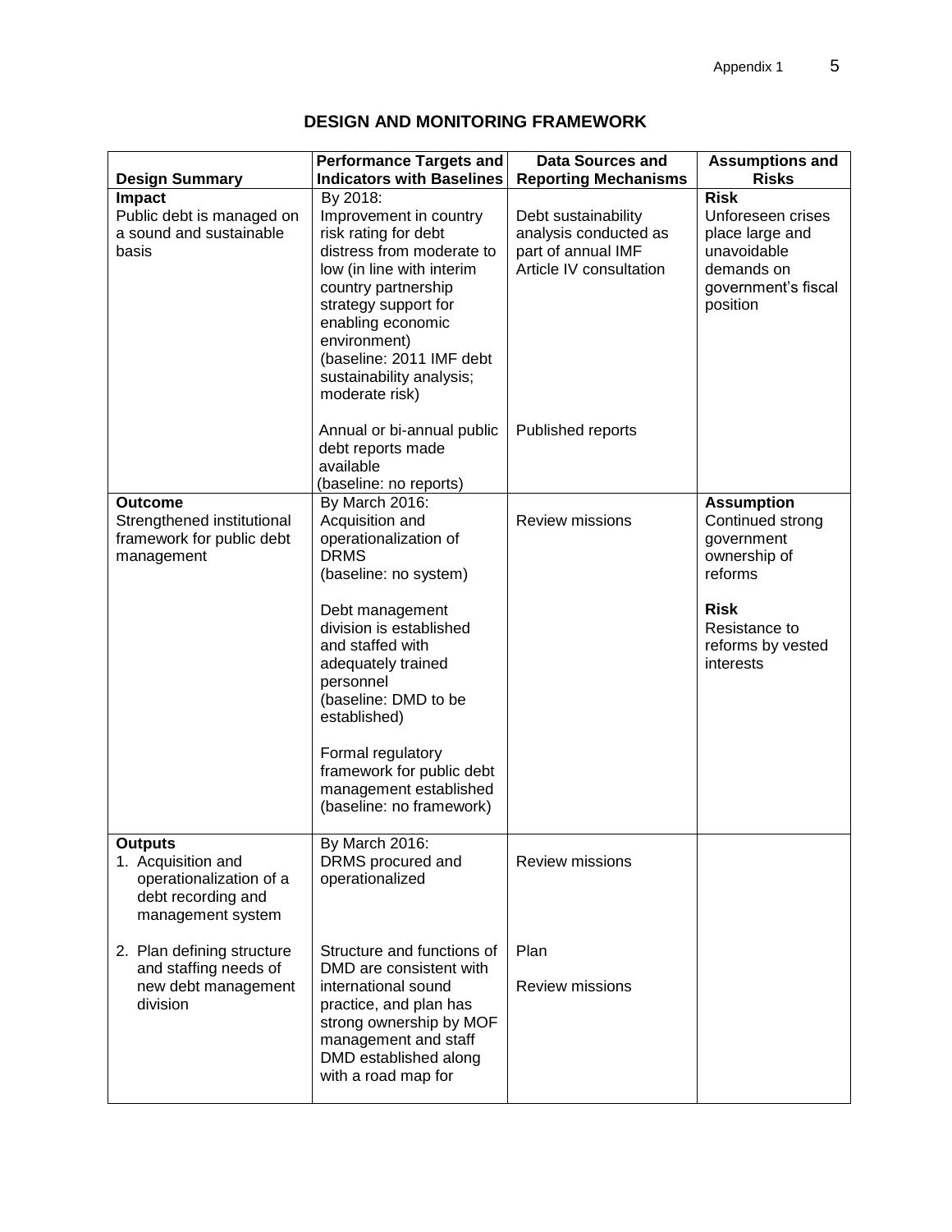# DESIGN AND MONITORING FRAMEWORK

| Design Summary | Performance Targets and Indicators with Baselines | Data Sources and Reporting Mechanisms | Assumptions and Risks |
|---|---|---|---|
| **Impact**<br>Public debt is managed on a sound and sustainable basis | By 2018:<br>Improvement in country risk rating for debt distress from moderate to low (in line with interim country partnership strategy support for enabling economic environment)<br>(baseline: 2011 IMF debt sustainability analysis; moderate risk)<br><br>Annual or bi-annual public debt reports made available<br>(baseline: no reports) | Debt sustainability analysis conducted as part of annual IMF Article IV consultation<br><br>Published reports | **Risk**<br>Unforeseen crises place large and unavoidable demands on government's fiscal position |
| **Outcome**<br>Strengthened institutional framework for public debt management | By March 2016:<br>Acquisition and operationalization of DRMS<br>(baseline: no system)<br><br>Debt management division is established and staffed with adequately trained personnel<br>(baseline: DMD to be established)<br><br>Formal regulatory framework for public debt management established<br>(baseline: no framework) | Review missions | **Assumption**<br>Continued strong government ownership of reforms<br><br>**Risk**<br>Resistance to reforms by vested interests |
| **Outputs**<br>1. Acquisition and operationalization of a debt recording and management system<br><br>2. Plan defining structure and staffing needs of new debt management division | By March 2016:<br>DRMS procured and operationalized<br><br>Structure and functions of DMD are consistent with international sound practice, and plan has strong ownership by MOF management and staff<br>DMD established along with a road map for | Review missions<br><br>Plan<br><br>Review missions | |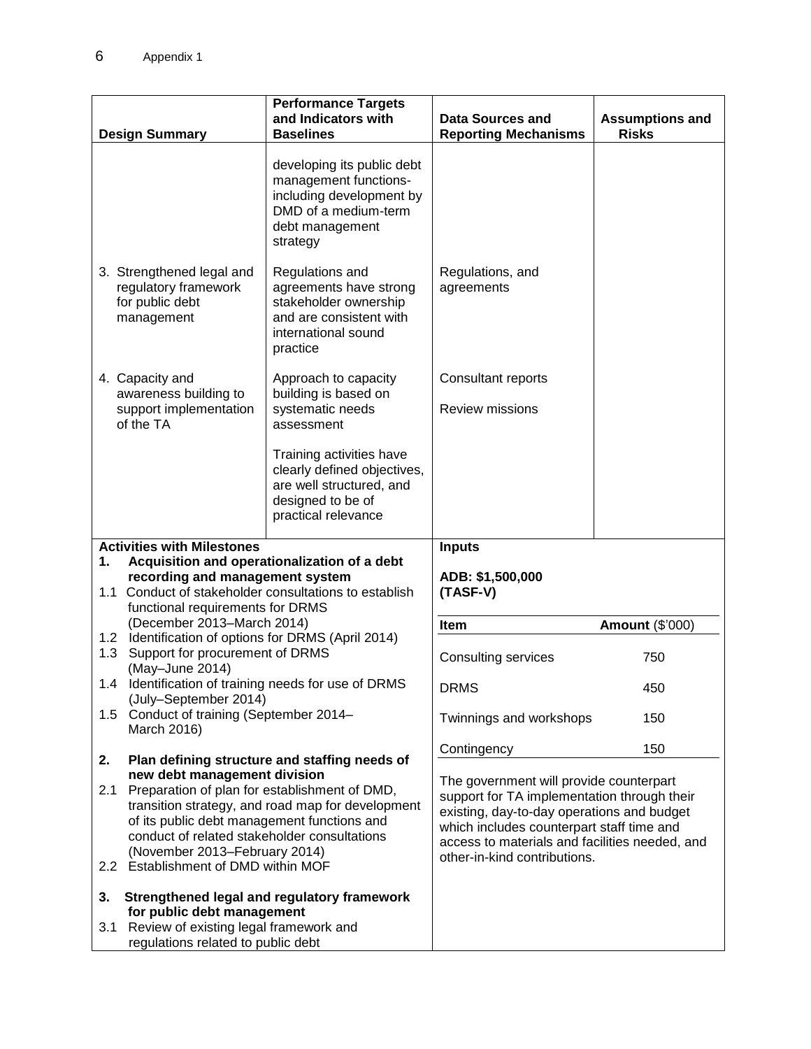| Design Summary | Performance Targets and Indicators with Baselines | Data Sources and Reporting Mechanisms | Assumptions and Risks |
|---|---|---|---|
| | developing its public debt management functions-including development by DMD of a medium-term debt management strategy | | |
| 3. Strengthened legal and regulatory framework for public debt management | Regulations and agreements have strong stakeholder ownership and are consistent with international sound practice | Regulations, and agreements | |
| 4. Capacity and awareness building to support implementation of the TA | Approach to capacity building is based on systematic needs assessment<br><br>Training activities have clearly defined objectives, are well structured, and designed to be of practical relevance | Consultant reports<br><br>Review missions | |

| Activities with Milestones | Inputs |
|---|---|
| **1. Acquisition and operationalization of a debt recording and management system**<br>1.1 Conduct of stakeholder consultations to establish functional requirements for DRMS (December 2013–March 2014)<br>1.2 Identification of options for DRMS (April 2014)<br>1.3 Support for procurement of DRMS (May–June 2014)<br>1.4 Identification of training needs for use of DRMS (July–September 2014)<br>1.5 Conduct of training (September 2014–March 2016)<br><br>**2. Plan defining structure and staffing needs of new debt management division**<br>2.1 Preparation of plan for establishment of DMD, transition strategy, and road map for development of its public debt management functions and conduct of related stakeholder consultations (November 2013–February 2014)<br>2.2 Establishment of DMD within MOF<br><br>**3. Strengthened legal and regulatory framework for public debt management**<br>3.1 Review of existing legal framework and regulations related to public debt | **ADB: $1,500,000 (TASF-V)**<br><br>**Item** — **Amount** ($'000)<br>Consulting services — 750<br>DRMS — 450<br>Twinnings and workshops — 150<br>Contingency — 150<br><br>The government will provide counterpart support for TA implementation through their existing, day-to-day operations and budget which includes counterpart staff time and access to materials and facilities needed, and other-in-kind contributions. |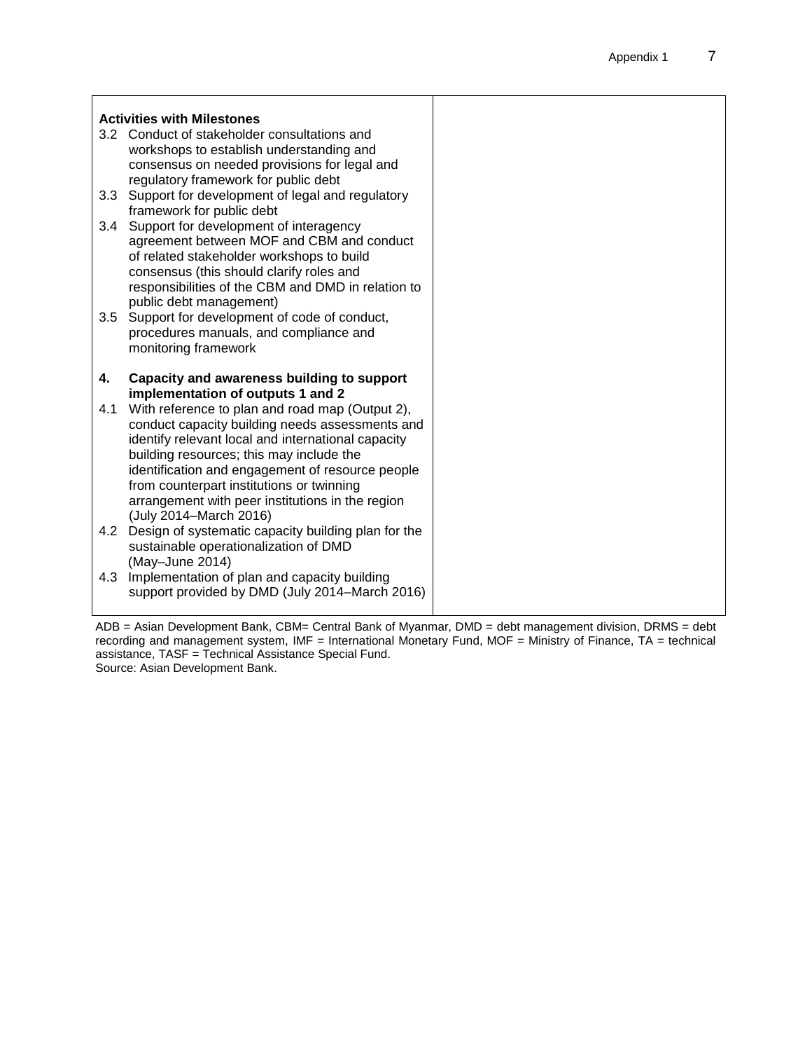| **Activities with Milestones** | |
|---|---|
| 3.2 Conduct of stakeholder consultations and workshops to establish understanding and consensus on needed provisions for legal and regulatory framework for public debt<br>3.3 Support for development of legal and regulatory framework for public debt<br>3.4 Support for development of interagency agreement between MOF and CBM and conduct of related stakeholder workshops to build consensus (this should clarify roles and responsibilities of the CBM and DMD in relation to public debt management)<br>3.5 Support for development of code of conduct, procedures manuals, and compliance and monitoring framework<br><br>**4. Capacity and awareness building to support implementation of outputs 1 and 2**<br>4.1 With reference to plan and road map (Output 2), conduct capacity building needs assessments and identify relevant local and international capacity building resources; this may include the identification and engagement of resource people from counterpart institutions or twinning arrangement with peer institutions in the region (July 2014–March 2016)<br>4.2 Design of systematic capacity building plan for the sustainable operationalization of DMD (May–June 2014)<br>4.3 Implementation of plan and capacity building support provided by DMD (July 2014–March 2016) | |

ADB = Asian Development Bank, CBM= Central Bank of Myanmar, DMD = debt management division, DRMS = debt recording and management system, IMF = International Monetary Fund, MOF = Ministry of Finance, TA = technical assistance, TASF = Technical Assistance Special Fund.

Source: Asian Development Bank.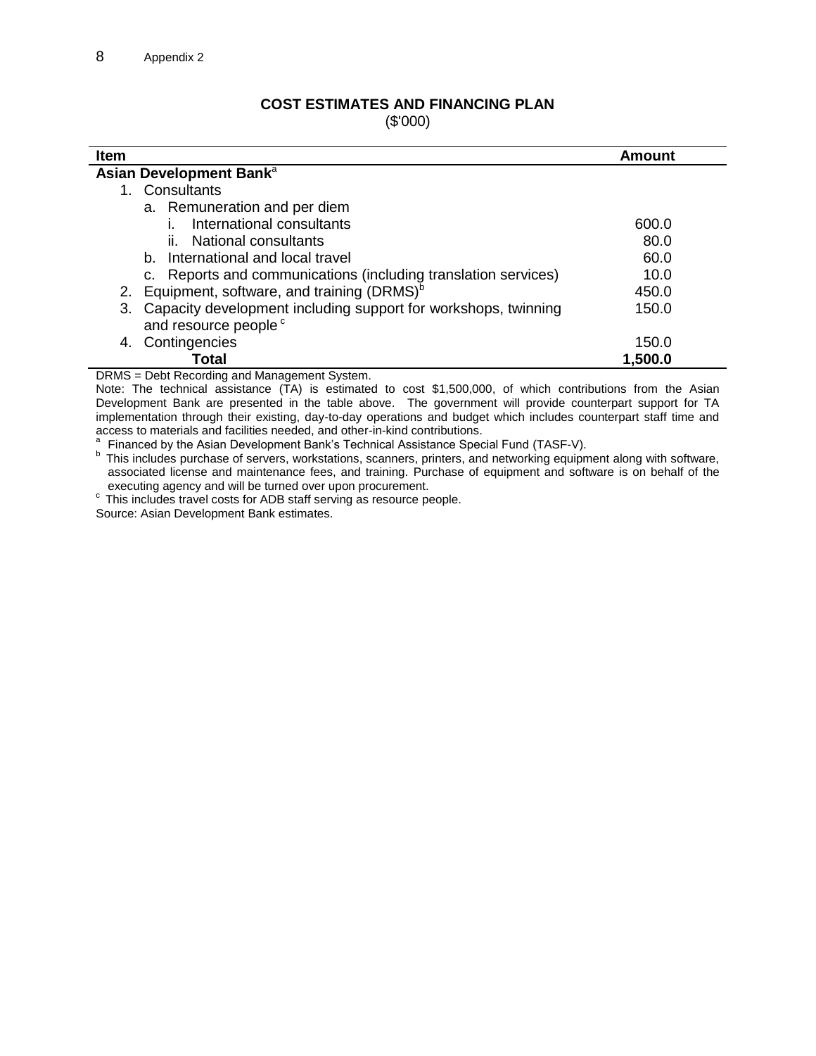## COST ESTIMATES AND FINANCING PLAN

($'000)

| Item | Amount |
|---|---|
| **Asian Development Bank**[a] | |
| 1. Consultants | |
| a. Remuneration and per diem | |
| i. International consultants | 600.0 |
| ii. National consultants | 80.0 |
| b. International and local travel | 60.0 |
| c. Reports and communications (including translation services) | 10.0 |
| 2. Equipment, software, and training (DRMS)[b] | 450.0 |
| 3. Capacity development including support for workshops, twinning and resource people[c] | 150.0 |
| 4. Contingencies | 150.0 |
| **Total** | **1,500.0** |

DRMS = Debt Recording and Management System.

Note: The technical assistance (TA) is estimated to cost $1,500,000, of which contributions from the Asian Development Bank are presented in the table above. The government will provide counterpart support for TA implementation through their existing, day-to-day operations and budget which includes counterpart staff time and access to materials and facilities needed, and other-in-kind contributions.

[a] Financed by the Asian Development Bank's Technical Assistance Special Fund (TASF-V).

[b] This includes purchase of servers, workstations, scanners, printers, and networking equipment along with software, associated license and maintenance fees, and training. Purchase of equipment and software is on behalf of the executing agency and will be turned over upon procurement.

[c] This includes travel costs for ADB staff serving as resource people.

Source: Asian Development Bank estimates.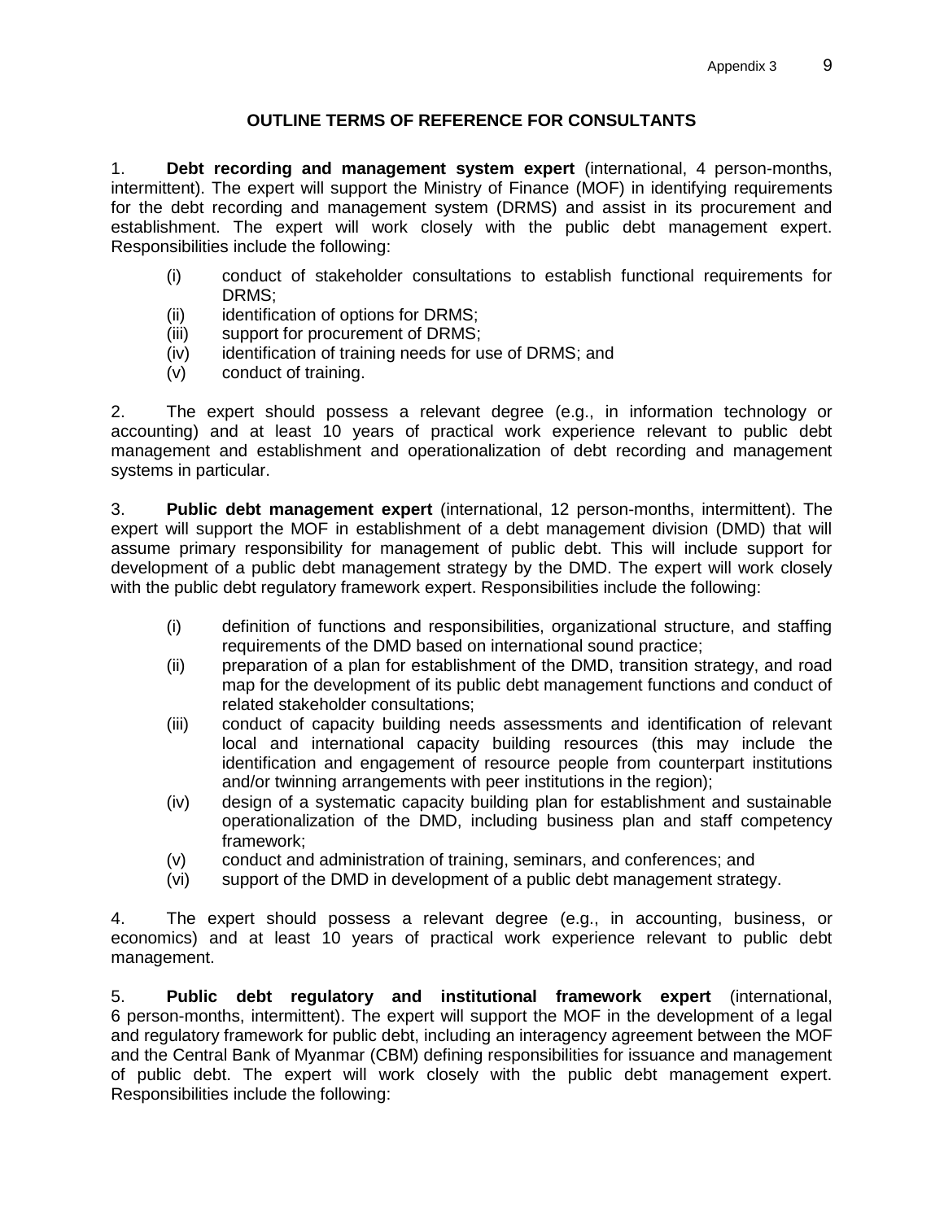## OUTLINE TERMS OF REFERENCE FOR CONSULTANTS

1. **Debt recording and management system expert** (international, 4 person-months, intermittent). The expert will support the Ministry of Finance (MOF) in identifying requirements for the debt recording and management system (DRMS) and assist in its procurement and establishment. The expert will work closely with the public debt management expert. Responsibilities include the following:

   (i) conduct of stakeholder consultations to establish functional requirements for DRMS;
   (ii) identification of options for DRMS;
   (iii) support for procurement of DRMS;
   (iv) identification of training needs for use of DRMS; and
   (v) conduct of training.

2. The expert should possess a relevant degree (e.g., in information technology or accounting) and at least 10 years of practical work experience relevant to public debt management and establishment and operationalization of debt recording and management systems in particular.

3. **Public debt management expert** (international, 12 person-months, intermittent). The expert will support the MOF in establishment of a debt management division (DMD) that will assume primary responsibility for management of public debt. This will include support for development of a public debt management strategy by the DMD. The expert will work closely with the public debt regulatory framework expert. Responsibilities include the following:

   (i) definition of functions and responsibilities, organizational structure, and staffing requirements of the DMD based on international sound practice;
   (ii) preparation of a plan for establishment of the DMD, transition strategy, and road map for the development of its public debt management functions and conduct of related stakeholder consultations;
   (iii) conduct of capacity building needs assessments and identification of relevant local and international capacity building resources (this may include the identification and engagement of resource people from counterpart institutions and/or twinning arrangements with peer institutions in the region);
   (iv) design of a systematic capacity building plan for establishment and sustainable operationalization of the DMD, including business plan and staff competency framework;
   (v) conduct and administration of training, seminars, and conferences; and
   (vi) support of the DMD in development of a public debt management strategy.

4. The expert should possess a relevant degree (e.g., in accounting, business, or economics) and at least 10 years of practical work experience relevant to public debt management.

5. **Public debt regulatory and institutional framework expert** (international, 6 person-months, intermittent). The expert will support the MOF in the development of a legal and regulatory framework for public debt, including an interagency agreement between the MOF and the Central Bank of Myanmar (CBM) defining responsibilities for issuance and management of public debt. The expert will work closely with the public debt management expert. Responsibilities include the following: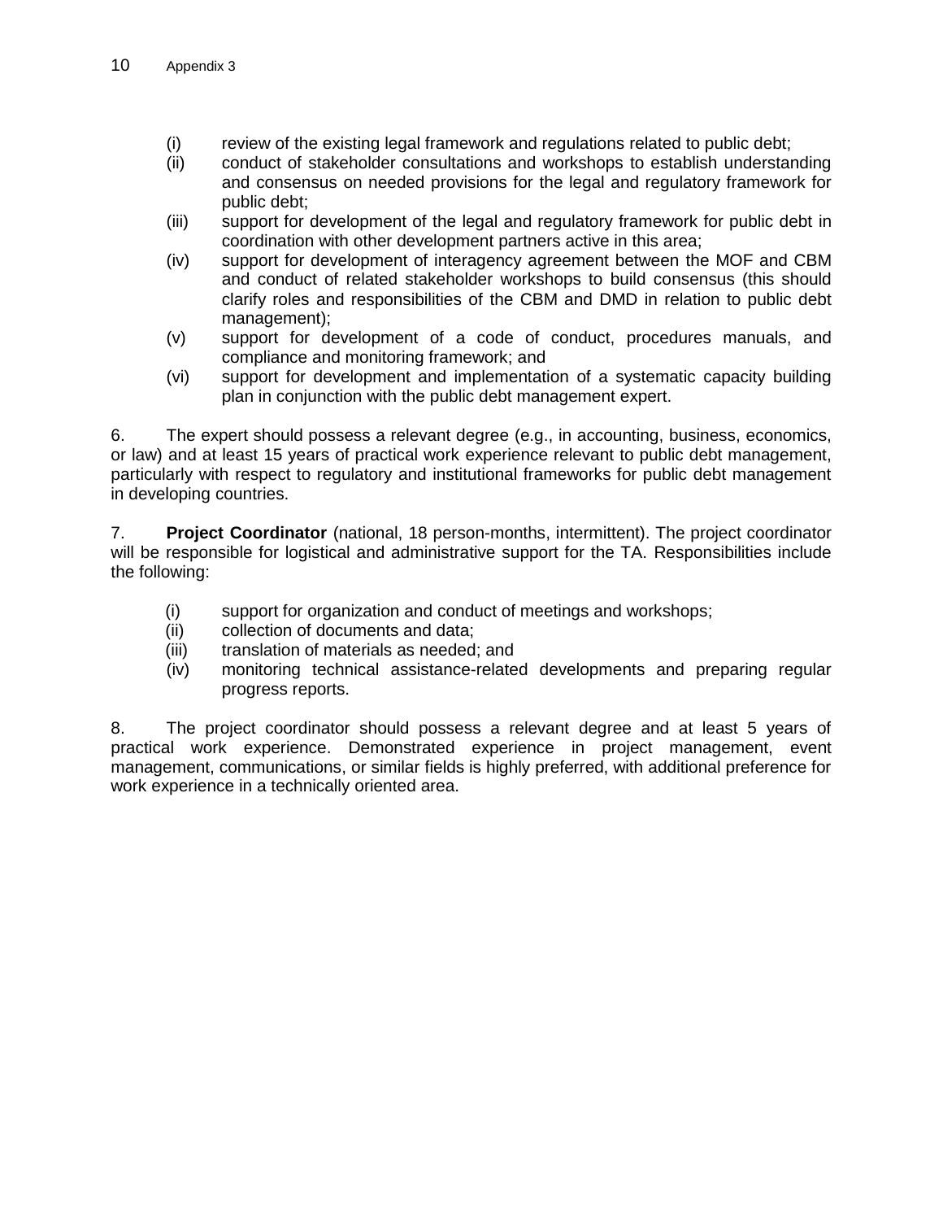(i) review of the existing legal framework and regulations related to public debt;
(ii) conduct of stakeholder consultations and workshops to establish understanding and consensus on needed provisions for the legal and regulatory framework for public debt;
(iii) support for development of the legal and regulatory framework for public debt in coordination with other development partners active in this area;
(iv) support for development of interagency agreement between the MOF and CBM and conduct of related stakeholder workshops to build consensus (this should clarify roles and responsibilities of the CBM and DMD in relation to public debt management);
(v) support for development of a code of conduct, procedures manuals, and compliance and monitoring framework; and
(vi) support for development and implementation of a systematic capacity building plan in conjunction with the public debt management expert.

6. The expert should possess a relevant degree (e.g., in accounting, business, economics, or law) and at least 15 years of practical work experience relevant to public debt management, particularly with respect to regulatory and institutional frameworks for public debt management in developing countries.

7. **Project Coordinator** (national, 18 person-months, intermittent). The project coordinator will be responsible for logistical and administrative support for the TA. Responsibilities include the following:

(i) support for organization and conduct of meetings and workshops;
(ii) collection of documents and data;
(iii) translation of materials as needed; and
(iv) monitoring technical assistance-related developments and preparing regular progress reports.

8. The project coordinator should possess a relevant degree and at least 5 years of practical work experience. Demonstrated experience in project management, event management, communications, or similar fields is highly preferred, with additional preference for work experience in a technically oriented area.